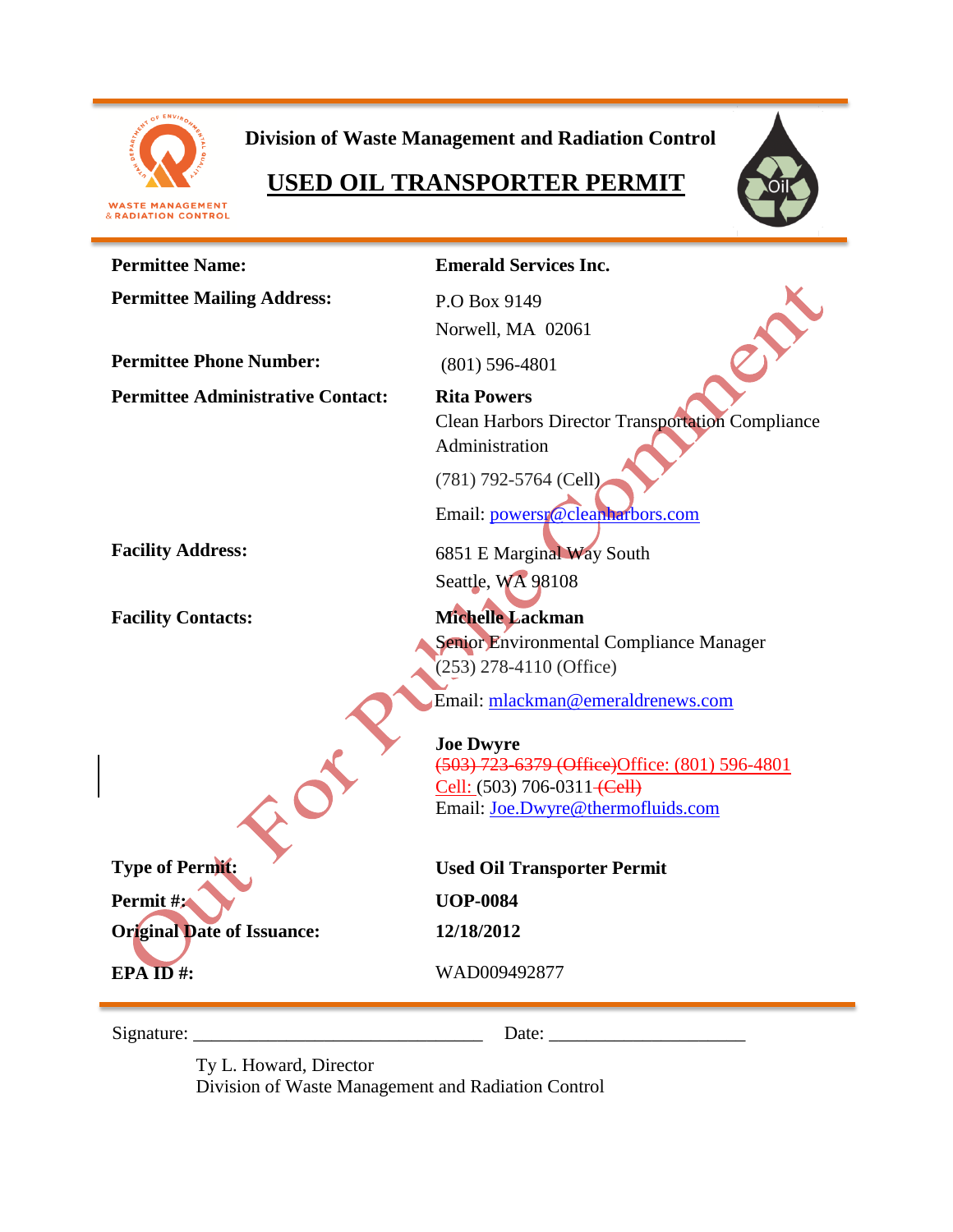Division of Waste Management and Radiation Control

# USED OIL TRANSPORTER PERMIT

| | |
|---|---|
| **Permittee Name:** | **Emerald Services Inc.** |
| **Permittee Mailing Address:** | P.O Box 9149<br>Norwell, MA 02061 |
| **Permittee Phone Number:** | (801) 596-4801 |
| **Permittee Administrative Contact:** | **Rita Powers**<br>Clean Harbors Director Transportation Compliance Administration<br>(781) 792-5764 (Cell)<br>Email: powersr@cleanharbors.com |
| **Facility Address:** | 6851 E Marginal Way South<br>Seattle, WA 98108 |
| **Facility Contacts:** | **Michelle Lackman**<br>Senior Environmental Compliance Manager<br>(253) 278-4110 (Office)<br>Email: mlackman@emeraldrenews.com<br><br>**Joe Dwyre**<br>~~(503) 723-6379 (Office)~~Office: (801) 596-4801<br>Cell: (503) 706-0311 ~~(Cell)~~<br>Email: Joe.Dwyre@thermofluids.com |
| **Type of Permit:** | **Used Oil Transporter Permit** |
| **Permit #:** | **UOP-0084** |
| **Original Date of Issuance:** | **12/18/2012** |
| **EPA ID #:** | WAD009492877 |

Out For Public Comment

Signature: ______________________________ Date: ____________________

Ty L. Howard, Director
Division of Waste Management and Radiation Control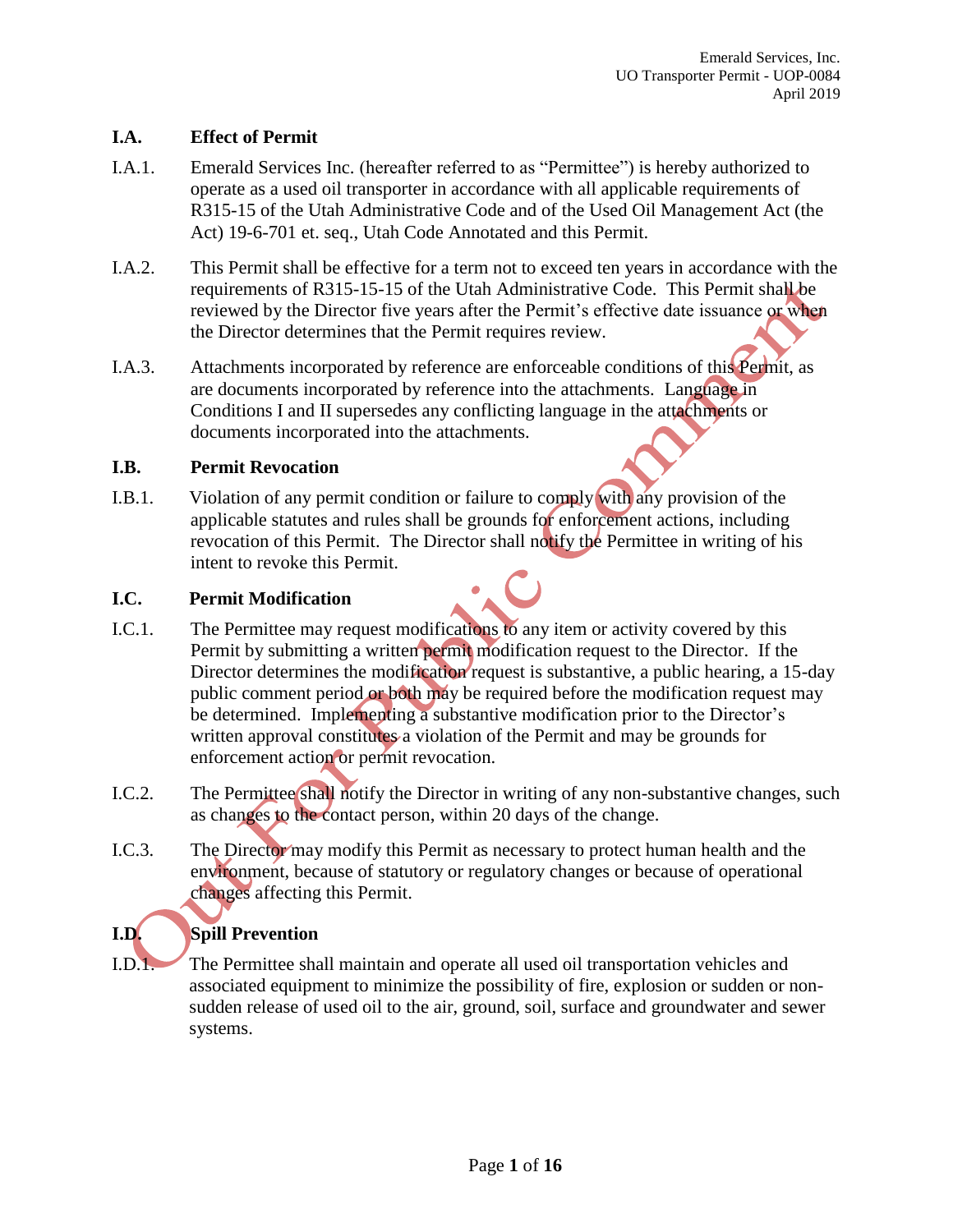### I.A. Effect of Permit

I.A.1. Emerald Services Inc. (hereafter referred to as "Permittee") is hereby authorized to operate as a used oil transporter in accordance with all applicable requirements of R315-15 of the Utah Administrative Code and of the Used Oil Management Act (the Act) 19-6-701 et. seq., Utah Code Annotated and this Permit.

I.A.2. This Permit shall be effective for a term not to exceed ten years in accordance with the requirements of R315-15-15 of the Utah Administrative Code. This Permit shall be reviewed by the Director five years after the Permit's effective date issuance or when the Director determines that the Permit requires review.

I.A.3. Attachments incorporated by reference are enforceable conditions of this Permit, as are documents incorporated by reference into the attachments. Language in Conditions I and II supersedes any conflicting language in the attachments or documents incorporated into the attachments.

### I.B. Permit Revocation

I.B.1. Violation of any permit condition or failure to comply with any provision of the applicable statutes and rules shall be grounds for enforcement actions, including revocation of this Permit. The Director shall notify the Permittee in writing of his intent to revoke this Permit.

### I.C. Permit Modification

I.C.1. The Permittee may request modifications to any item or activity covered by this Permit by submitting a written permit modification request to the Director. If the Director determines the modification request is substantive, a public hearing, a 15-day public comment period or both may be required before the modification request may be determined. Implementing a substantive modification prior to the Director's written approval constitutes a violation of the Permit and may be grounds for enforcement action or permit revocation.

I.C.2. The Permittee shall notify the Director in writing of any non-substantive changes, such as changes to the contact person, within 20 days of the change.

I.C.3. The Director may modify this Permit as necessary to protect human health and the environment, because of statutory or regulatory changes or because of operational changes affecting this Permit.

### I.D. Spill Prevention

I.D.1. The Permittee shall maintain and operate all used oil transportation vehicles and associated equipment to minimize the possibility of fire, explosion or sudden or non-sudden release of used oil to the air, ground, soil, surface and groundwater and sewer systems.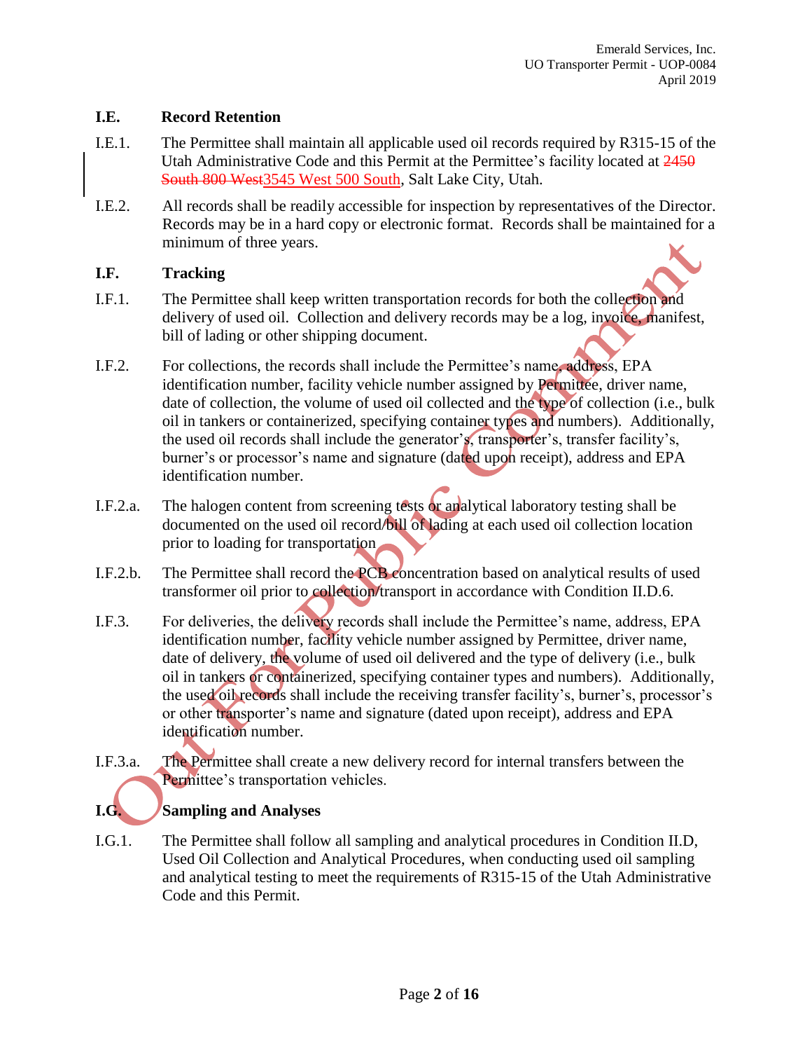### I.E. Record Retention

I.E.1. The Permittee shall maintain all applicable used oil records required by R315-15 of the Utah Administrative Code and this Permit at the Permittee's facility located at ~~2450 South 800 West~~3545 West 500 South, Salt Lake City, Utah.

I.E.2. All records shall be readily accessible for inspection by representatives of the Director. Records may be in a hard copy or electronic format. Records shall be maintained for a minimum of three years.

### I.F. Tracking

I.F.1. The Permittee shall keep written transportation records for both the collection and delivery of used oil. Collection and delivery records may be a log, invoice, manifest, bill of lading or other shipping document.

I.F.2. For collections, the records shall include the Permittee's name, address, EPA identification number, facility vehicle number assigned by Permittee, driver name, date of collection, the volume of used oil collected and the type of collection (i.e., bulk oil in tankers or containerized, specifying container types and numbers). Additionally, the used oil records shall include the generator's, transporter's, transfer facility's, burner's or processor's name and signature (dated upon receipt), address and EPA identification number.

I.F.2.a. The halogen content from screening tests or analytical laboratory testing shall be documented on the used oil record/bill of lading at each used oil collection location prior to loading for transportation

I.F.2.b. The Permittee shall record the PCB concentration based on analytical results of used transformer oil prior to collection/transport in accordance with Condition II.D.6.

I.F.3. For deliveries, the delivery records shall include the Permittee's name, address, EPA identification number, facility vehicle number assigned by Permittee, driver name, date of delivery, the volume of used oil delivered and the type of delivery (i.e., bulk oil in tankers or containerized, specifying container types and numbers). Additionally, the used oil records shall include the receiving transfer facility's, burner's, processor's or other transporter's name and signature (dated upon receipt), address and EPA identification number.

I.F.3.a. The Permittee shall create a new delivery record for internal transfers between the Permittee's transportation vehicles.

### I.G. Sampling and Analyses

I.G.1. The Permittee shall follow all sampling and analytical procedures in Condition II.D, Used Oil Collection and Analytical Procedures, when conducting used oil sampling and analytical testing to meet the requirements of R315-15 of the Utah Administrative Code and this Permit.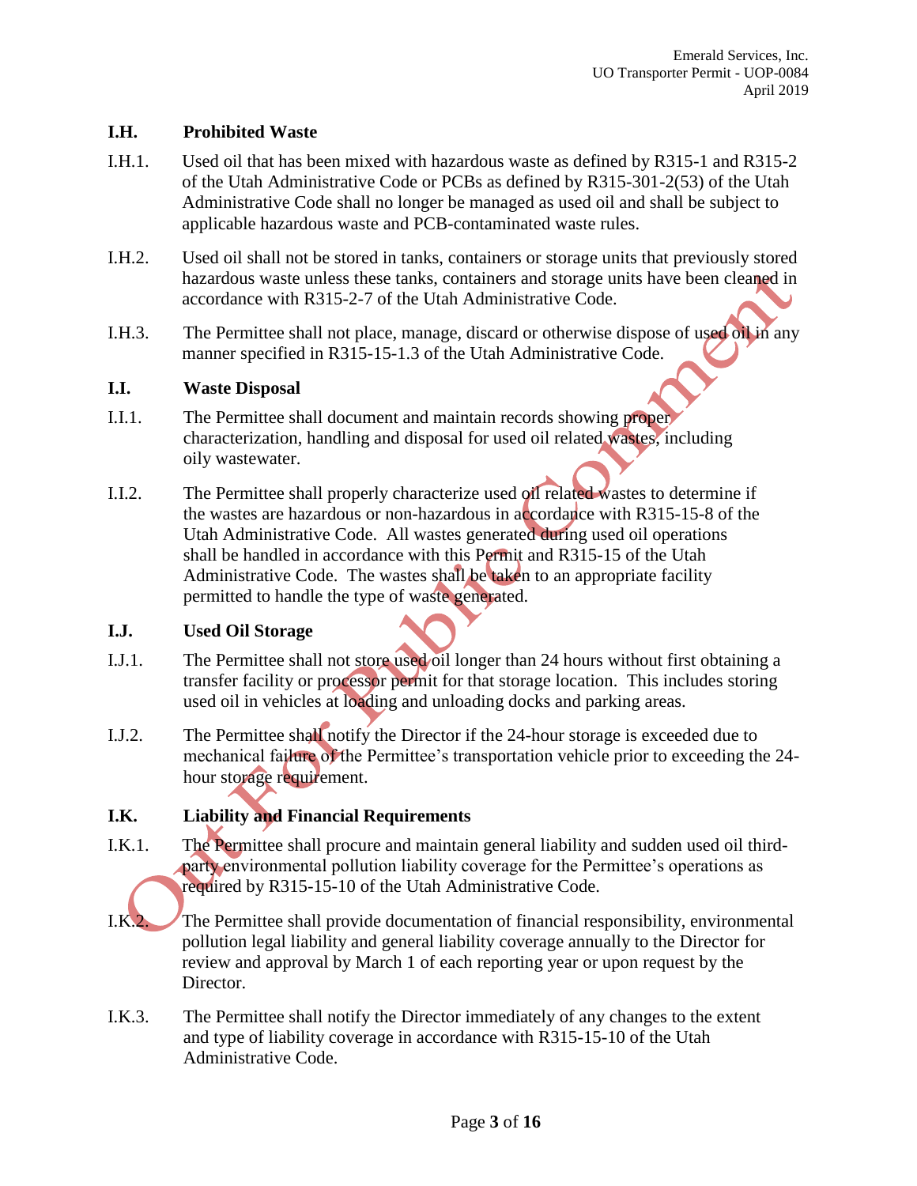### I.H. Prohibited Waste

I.H.1. Used oil that has been mixed with hazardous waste as defined by R315-1 and R315-2 of the Utah Administrative Code or PCBs as defined by R315-301-2(53) of the Utah Administrative Code shall no longer be managed as used oil and shall be subject to applicable hazardous waste and PCB-contaminated waste rules.

I.H.2. Used oil shall not be stored in tanks, containers or storage units that previously stored hazardous waste unless these tanks, containers and storage units have been cleaned in accordance with R315-2-7 of the Utah Administrative Code.

I.H.3. The Permittee shall not place, manage, discard or otherwise dispose of used oil in any manner specified in R315-15-1.3 of the Utah Administrative Code.

### I.I. Waste Disposal

I.I.1. The Permittee shall document and maintain records showing proper characterization, handling and disposal for used oil related wastes, including oily wastewater.

I.I.2. The Permittee shall properly characterize used oil related wastes to determine if the wastes are hazardous or non-hazardous in accordance with R315-15-8 of the Utah Administrative Code. All wastes generated during used oil operations shall be handled in accordance with this Permit and R315-15 of the Utah Administrative Code. The wastes shall be taken to an appropriate facility permitted to handle the type of waste generated.

### I.J. Used Oil Storage

I.J.1. The Permittee shall not store used oil longer than 24 hours without first obtaining a transfer facility or processor permit for that storage location. This includes storing used oil in vehicles at loading and unloading docks and parking areas.

I.J.2. The Permittee shall notify the Director if the 24-hour storage is exceeded due to mechanical failure of the Permittee's transportation vehicle prior to exceeding the 24-hour storage requirement.

### I.K. Liability and Financial Requirements

I.K.1. The Permittee shall procure and maintain general liability and sudden used oil third-party environmental pollution liability coverage for the Permittee's operations as required by R315-15-10 of the Utah Administrative Code.

I.K.2. The Permittee shall provide documentation of financial responsibility, environmental pollution legal liability and general liability coverage annually to the Director for review and approval by March 1 of each reporting year or upon request by the Director.

I.K.3. The Permittee shall notify the Director immediately of any changes to the extent and type of liability coverage in accordance with R315-15-10 of the Utah Administrative Code.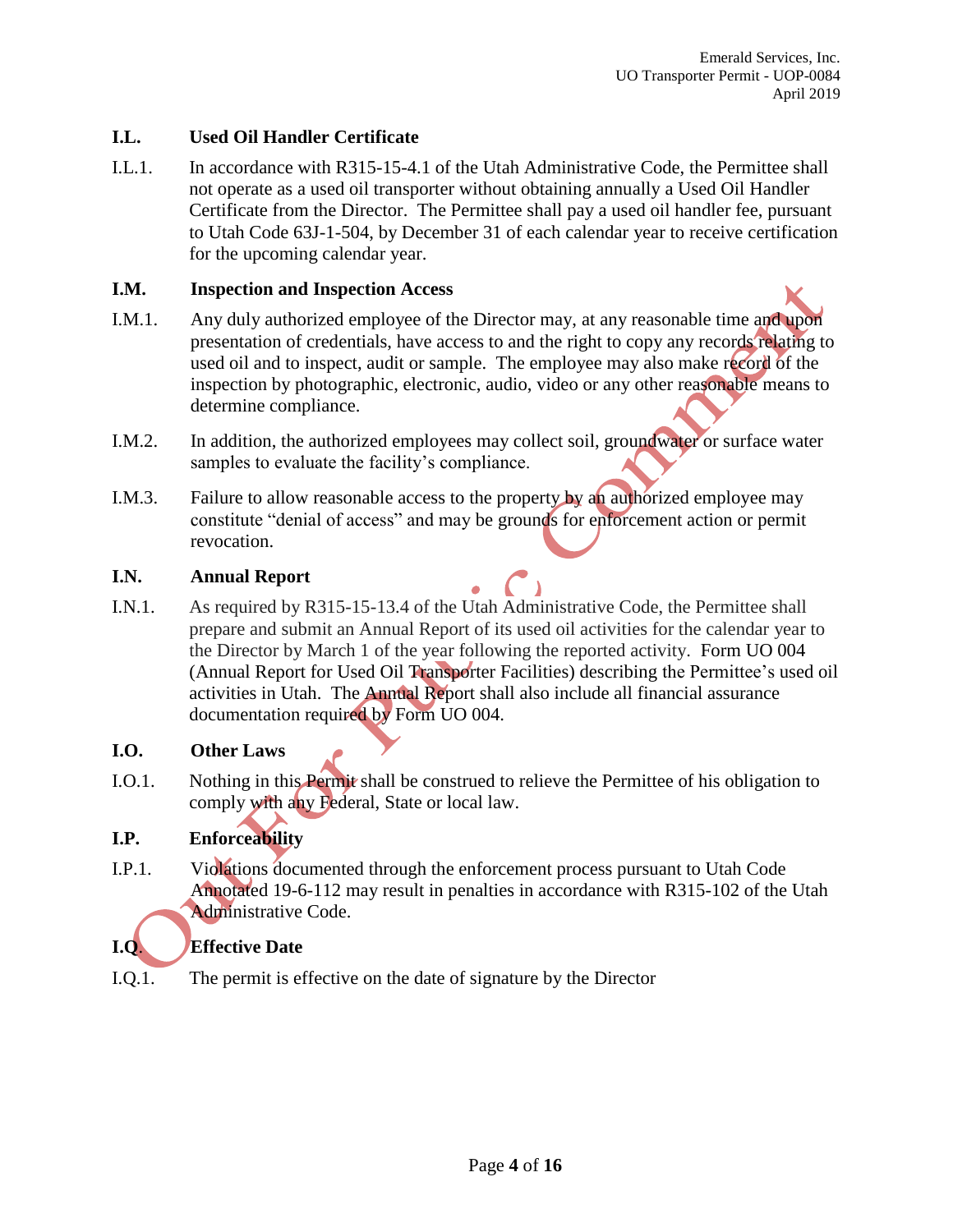### I.L. Used Oil Handler Certificate

I.L.1. In accordance with R315-15-4.1 of the Utah Administrative Code, the Permittee shall not operate as a used oil transporter without obtaining annually a Used Oil Handler Certificate from the Director. The Permittee shall pay a used oil handler fee, pursuant to Utah Code 63J-1-504, by December 31 of each calendar year to receive certification for the upcoming calendar year.

### I.M. Inspection and Inspection Access

I.M.1. Any duly authorized employee of the Director may, at any reasonable time and upon presentation of credentials, have access to and the right to copy any records relating to used oil and to inspect, audit or sample. The employee may also make record of the inspection by photographic, electronic, audio, video or any other reasonable means to determine compliance.

I.M.2. In addition, the authorized employees may collect soil, groundwater or surface water samples to evaluate the facility's compliance.

I.M.3. Failure to allow reasonable access to the property by an authorized employee may constitute "denial of access" and may be grounds for enforcement action or permit revocation.

### I.N. Annual Report

I.N.1. As required by R315-15-13.4 of the Utah Administrative Code, the Permittee shall prepare and submit an Annual Report of its used oil activities for the calendar year to the Director by March 1 of the year following the reported activity. Form UO 004 (Annual Report for Used Oil Transporter Facilities) describing the Permittee's used oil activities in Utah. The Annual Report shall also include all financial assurance documentation required by Form UO 004.

### I.O. Other Laws

I.O.1. Nothing in this Permit shall be construed to relieve the Permittee of his obligation to comply with any Federal, State or local law.

### I.P. Enforceability

I.P.1. Violations documented through the enforcement process pursuant to Utah Code Annotated 19-6-112 may result in penalties in accordance with R315-102 of the Utah Administrative Code.

### I.Q. Effective Date

I.Q.1. The permit is effective on the date of signature by the Director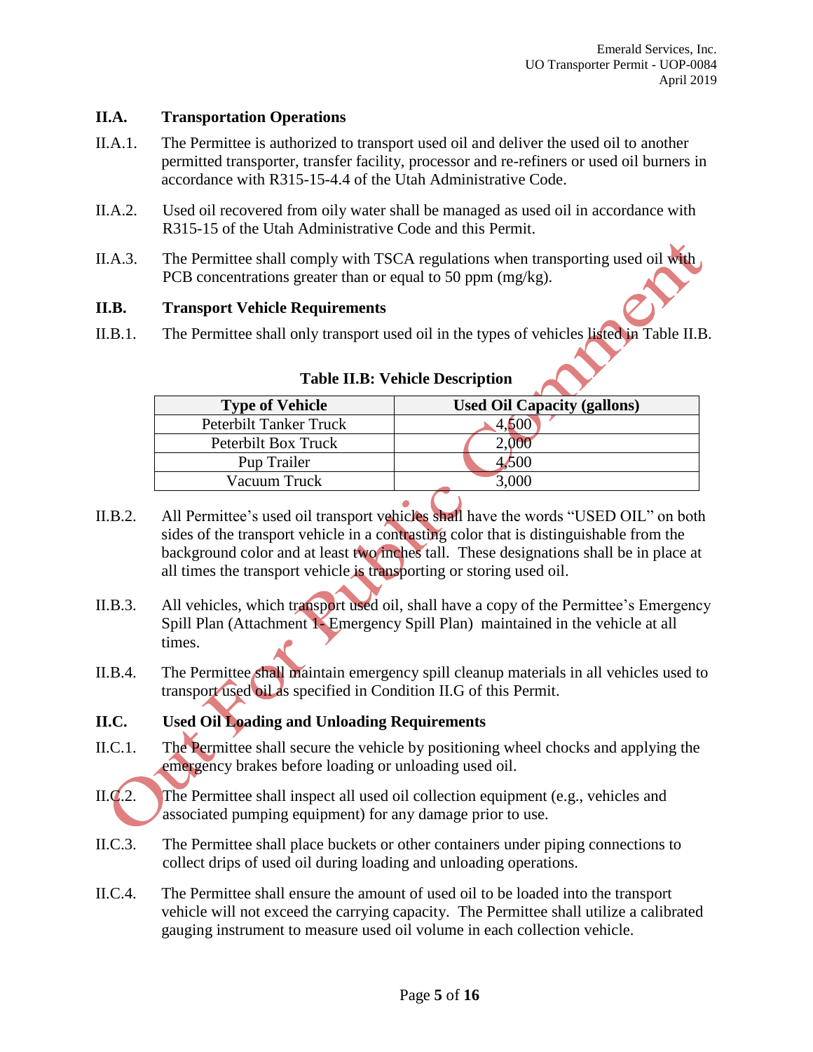## II.A. Transportation Operations

II.A.1. The Permittee is authorized to transport used oil and deliver the used oil to another permitted transporter, transfer facility, processor and re-refiners or used oil burners in accordance with R315-15-4.4 of the Utah Administrative Code.

II.A.2. Used oil recovered from oily water shall be managed as used oil in accordance with R315-15 of the Utah Administrative Code and this Permit.

II.A.3. The Permittee shall comply with TSCA regulations when transporting used oil with PCB concentrations greater than or equal to 50 ppm (mg/kg).

## II.B. Transport Vehicle Requirements

II.B.1. The Permittee shall only transport used oil in the types of vehicles listed in Table II.B.

**Table II.B: Vehicle Description**

| Type of Vehicle | Used Oil Capacity (gallons) |
|---|---|
| Peterbilt Tanker Truck | 4,500 |
| Peterbilt Box Truck | 2,000 |
| Pup Trailer | 4,500 |
| Vacuum Truck | 3,000 |

II.B.2. All Permittee's used oil transport vehicles shall have the words "USED OIL" on both sides of the transport vehicle in a contrasting color that is distinguishable from the background color and at least two inches tall. These designations shall be in place at all times the transport vehicle is transporting or storing used oil.

II.B.3. All vehicles, which transport used oil, shall have a copy of the Permittee's Emergency Spill Plan (Attachment 1- Emergency Spill Plan) maintained in the vehicle at all times.

II.B.4. The Permittee shall maintain emergency spill cleanup materials in all vehicles used to transport used oil as specified in Condition II.G of this Permit.

## II.C. Used Oil Loading and Unloading Requirements

II.C.1. The Permittee shall secure the vehicle by positioning wheel chocks and applying the emergency brakes before loading or unloading used oil.

II.C.2. The Permittee shall inspect all used oil collection equipment (e.g., vehicles and associated pumping equipment) for any damage prior to use.

II.C.3. The Permittee shall place buckets or other containers under piping connections to collect drips of used oil during loading and unloading operations.

II.C.4. The Permittee shall ensure the amount of used oil to be loaded into the transport vehicle will not exceed the carrying capacity. The Permittee shall utilize a calibrated gauging instrument to measure used oil volume in each collection vehicle.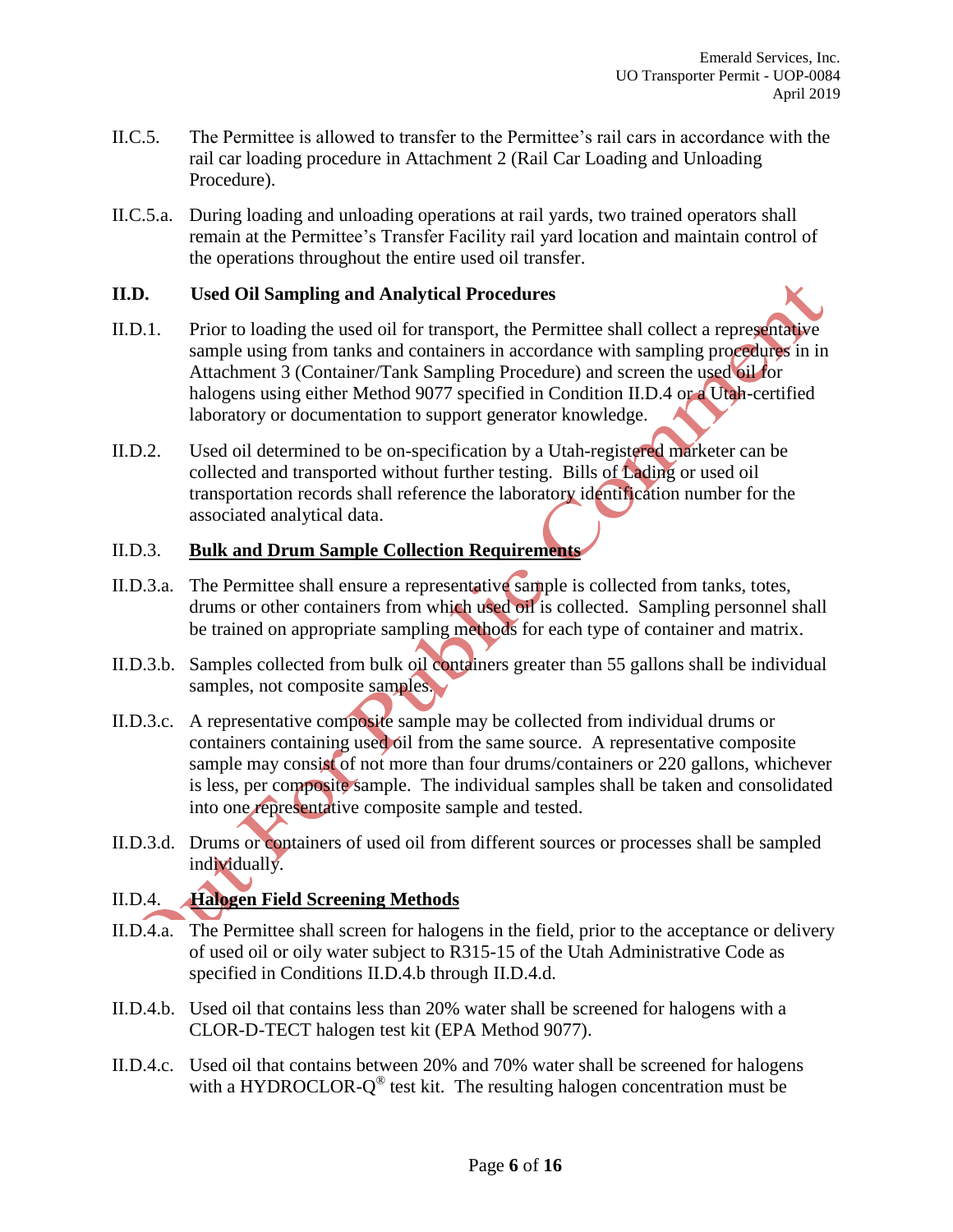II.C.5. The Permittee is allowed to transfer to the Permittee's rail cars in accordance with the rail car loading procedure in Attachment 2 (Rail Car Loading and Unloading Procedure).

II.C.5.a. During loading and unloading operations at rail yards, two trained operators shall remain at the Permittee's Transfer Facility rail yard location and maintain control of the operations throughout the entire used oil transfer.

## II.D. Used Oil Sampling and Analytical Procedures

II.D.1. Prior to loading the used oil for transport, the Permittee shall collect a representative sample using from tanks and containers in accordance with sampling procedures in in Attachment 3 (Container/Tank Sampling Procedure) and screen the used oil for halogens using either Method 9077 specified in Condition II.D.4 or a Utah-certified laboratory or documentation to support generator knowledge.

II.D.2. Used oil determined to be on-specification by a Utah-registered marketer can be collected and transported without further testing. Bills of Lading or used oil transportation records shall reference the laboratory identification number for the associated analytical data.

II.D.3. **Bulk and Drum Sample Collection Requirements**

II.D.3.a. The Permittee shall ensure a representative sample is collected from tanks, totes, drums or other containers from which used oil is collected. Sampling personnel shall be trained on appropriate sampling methods for each type of container and matrix.

II.D.3.b. Samples collected from bulk oil containers greater than 55 gallons shall be individual samples, not composite samples.

II.D.3.c. A representative composite sample may be collected from individual drums or containers containing used oil from the same source. A representative composite sample may consist of not more than four drums/containers or 220 gallons, whichever is less, per composite sample. The individual samples shall be taken and consolidated into one representative composite sample and tested.

II.D.3.d. Drums or containers of used oil from different sources or processes shall be sampled individually.

II.D.4. **Halogen Field Screening Methods**

II.D.4.a. The Permittee shall screen for halogens in the field, prior to the acceptance or delivery of used oil or oily water subject to R315-15 of the Utah Administrative Code as specified in Conditions II.D.4.b through II.D.4.d.

II.D.4.b. Used oil that contains less than 20% water shall be screened for halogens with a CLOR-D-TECT halogen test kit (EPA Method 9077).

II.D.4.c. Used oil that contains between 20% and 70% water shall be screened for halogens with a HYDROCLOR-Q® test kit. The resulting halogen concentration must be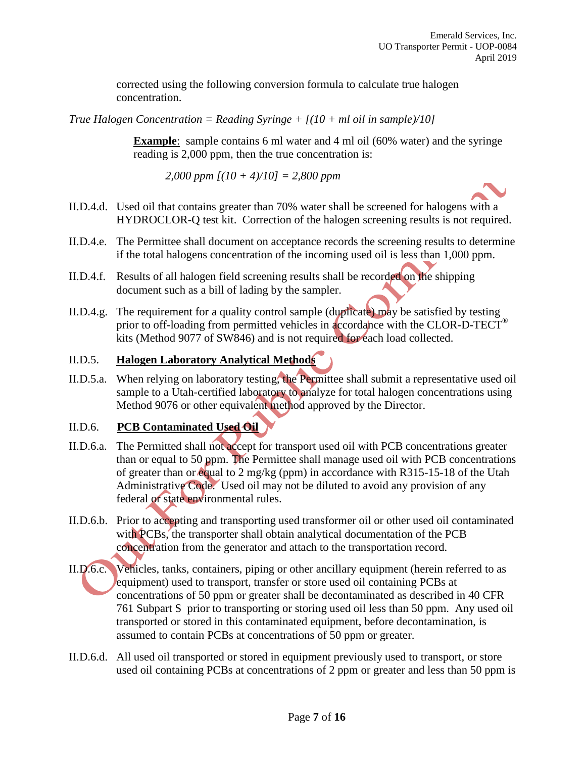corrected using the following conversion formula to calculate true halogen concentration.

*True Halogen Concentration = Reading Syringe + [(10 + ml oil in sample)/10]*

**Example**: sample contains 6 ml water and 4 ml oil (60% water) and the syringe reading is 2,000 ppm, then the true concentration is:

*2,000 ppm [(10 + 4)/10] = 2,800 ppm*

II.D.4.d. Used oil that contains greater than 70% water shall be screened for halogens with a HYDROCLOR-Q test kit. Correction of the halogen screening results is not required.

II.D.4.e. The Permittee shall document on acceptance records the screening results to determine if the total halogens concentration of the incoming used oil is less than 1,000 ppm.

II.D.4.f. Results of all halogen field screening results shall be recorded on the shipping document such as a bill of lading by the sampler.

II.D.4.g. The requirement for a quality control sample (duplicate) may be satisfied by testing prior to off-loading from permitted vehicles in accordance with the CLOR-D-TECT® kits (Method 9077 of SW846) and is not required for each load collected.

II.D.5. **Halogen Laboratory Analytical Methods**

II.D.5.a. When relying on laboratory testing, the Permittee shall submit a representative used oil sample to a Utah-certified laboratory to analyze for total halogen concentrations using Method 9076 or other equivalent method approved by the Director.

II.D.6. **PCB Contaminated Used Oil**

II.D.6.a. The Permitted shall not accept for transport used oil with PCB concentrations greater than or equal to 50 ppm. The Permittee shall manage used oil with PCB concentrations of greater than or equal to 2 mg/kg (ppm) in accordance with R315-15-18 of the Utah Administrative Code. Used oil may not be diluted to avoid any provision of any federal or state environmental rules.

II.D.6.b. Prior to accepting and transporting used transformer oil or other used oil contaminated with PCBs, the transporter shall obtain analytical documentation of the PCB concentration from the generator and attach to the transportation record.

II.D.6.c. Vehicles, tanks, containers, piping or other ancillary equipment (herein referred to as equipment) used to transport, transfer or store used oil containing PCBs at concentrations of 50 ppm or greater shall be decontaminated as described in 40 CFR 761 Subpart S prior to transporting or storing used oil less than 50 ppm. Any used oil transported or stored in this contaminated equipment, before decontamination, is assumed to contain PCBs at concentrations of 50 ppm or greater.

II.D.6.d. All used oil transported or stored in equipment previously used to transport, or store used oil containing PCBs at concentrations of 2 ppm or greater and less than 50 ppm is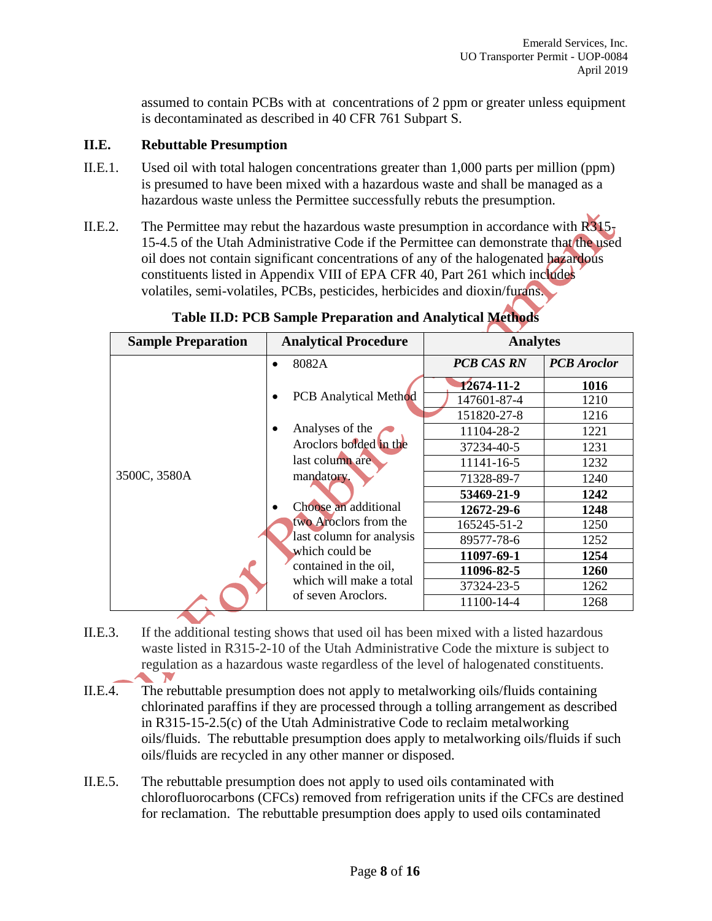assumed to contain PCBs with at concentrations of 2 ppm or greater unless equipment is decontaminated as described in 40 CFR 761 Subpart S.

## II.E. Rebuttable Presumption

II.E.1. Used oil with total halogen concentrations greater than 1,000 parts per million (ppm) is presumed to have been mixed with a hazardous waste and shall be managed as a hazardous waste unless the Permittee successfully rebuts the presumption.

II.E.2. The Permittee may rebut the hazardous waste presumption in accordance with R315-15-4.5 of the Utah Administrative Code if the Permittee can demonstrate that the used oil does not contain significant concentrations of any of the halogenated hazardous constituents listed in Appendix VIII of EPA CFR 40, Part 261 which includes volatiles, semi-volatiles, PCBs, pesticides, herbicides and dioxin/furans.

**Table II.D: PCB Sample Preparation and Analytical Methods**

| Sample Preparation | Analytical Procedure | Analytes | |
|---|---|---|---|
| | | ***PCB CAS RN*** | ***PCB Aroclor*** |
| 3500C, 3580A | • 8082A<br>• PCB Analytical Method<br>• Analyses of the Aroclors bolded in the last column are mandatory.<br>• Choose an additional two Aroclors from the last column for analysis which could be contained in the oil, which will make a total of seven Aroclors. | **12674-11-2** | **1016** |
| | | 147601-87-4 | 1210 |
| | | 151820-27-8 | 1216 |
| | | 11104-28-2 | 1221 |
| | | 37234-40-5 | 1231 |
| | | 11141-16-5 | 1232 |
| | | 71328-89-7 | 1240 |
| | | **53469-21-9** | **1242** |
| | | **12672-29-6** | **1248** |
| | | 165245-51-2 | 1250 |
| | | 89577-78-6 | 1252 |
| | | **11097-69-1** | **1254** |
| | | **11096-82-5** | **1260** |
| | | 37324-23-5 | 1262 |
| | | 11100-14-4 | 1268 |

II.E.3. If the additional testing shows that used oil has been mixed with a listed hazardous waste listed in R315-2-10 of the Utah Administrative Code the mixture is subject to regulation as a hazardous waste regardless of the level of halogenated constituents.

II.E.4. The rebuttable presumption does not apply to metalworking oils/fluids containing chlorinated paraffins if they are processed through a tolling arrangement as described in R315-15-2.5(c) of the Utah Administrative Code to reclaim metalworking oils/fluids. The rebuttable presumption does apply to metalworking oils/fluids if such oils/fluids are recycled in any other manner or disposed.

II.E.5. The rebuttable presumption does not apply to used oils contaminated with chlorofluorocarbons (CFCs) removed from refrigeration units if the CFCs are destined for reclamation. The rebuttable presumption does apply to used oils contaminated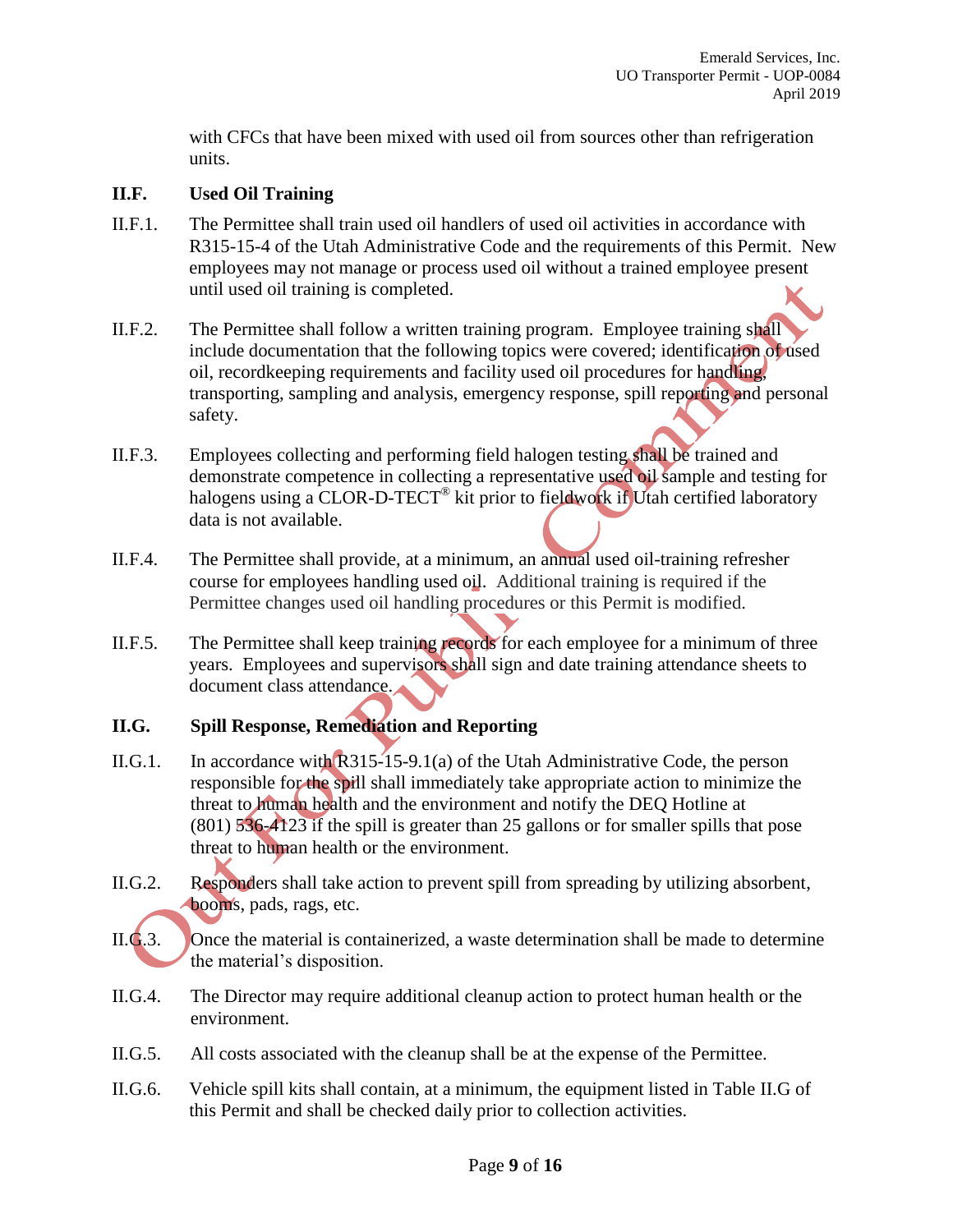with CFCs that have been mixed with used oil from sources other than refrigeration units.

## II.F. Used Oil Training

II.F.1. The Permittee shall train used oil handlers of used oil activities in accordance with R315-15-4 of the Utah Administrative Code and the requirements of this Permit. New employees may not manage or process used oil without a trained employee present until used oil training is completed.

II.F.2. The Permittee shall follow a written training program. Employee training shall include documentation that the following topics were covered; identification of used oil, recordkeeping requirements and facility used oil procedures for handling, transporting, sampling and analysis, emergency response, spill reporting and personal safety.

II.F.3. Employees collecting and performing field halogen testing shall be trained and demonstrate competence in collecting a representative used oil sample and testing for halogens using a CLOR-D-TECT® kit prior to fieldwork if Utah certified laboratory data is not available.

II.F.4. The Permittee shall provide, at a minimum, an annual used oil-training refresher course for employees handling used oil. Additional training is required if the Permittee changes used oil handling procedures or this Permit is modified.

II.F.5. The Permittee shall keep training records for each employee for a minimum of three years. Employees and supervisors shall sign and date training attendance sheets to document class attendance.

## II.G. Spill Response, Remediation and Reporting

II.G.1. In accordance with R315-15-9.1(a) of the Utah Administrative Code, the person responsible for the spill shall immediately take appropriate action to minimize the threat to human health and the environment and notify the DEQ Hotline at (801) 536-4123 if the spill is greater than 25 gallons or for smaller spills that pose threat to human health or the environment.

II.G.2. Responders shall take action to prevent spill from spreading by utilizing absorbent, booms, pads, rags, etc.

II.G.3. Once the material is containerized, a waste determination shall be made to determine the material's disposition.

II.G.4. The Director may require additional cleanup action to protect human health or the environment.

II.G.5. All costs associated with the cleanup shall be at the expense of the Permittee.

II.G.6. Vehicle spill kits shall contain, at a minimum, the equipment listed in Table II.G of this Permit and shall be checked daily prior to collection activities.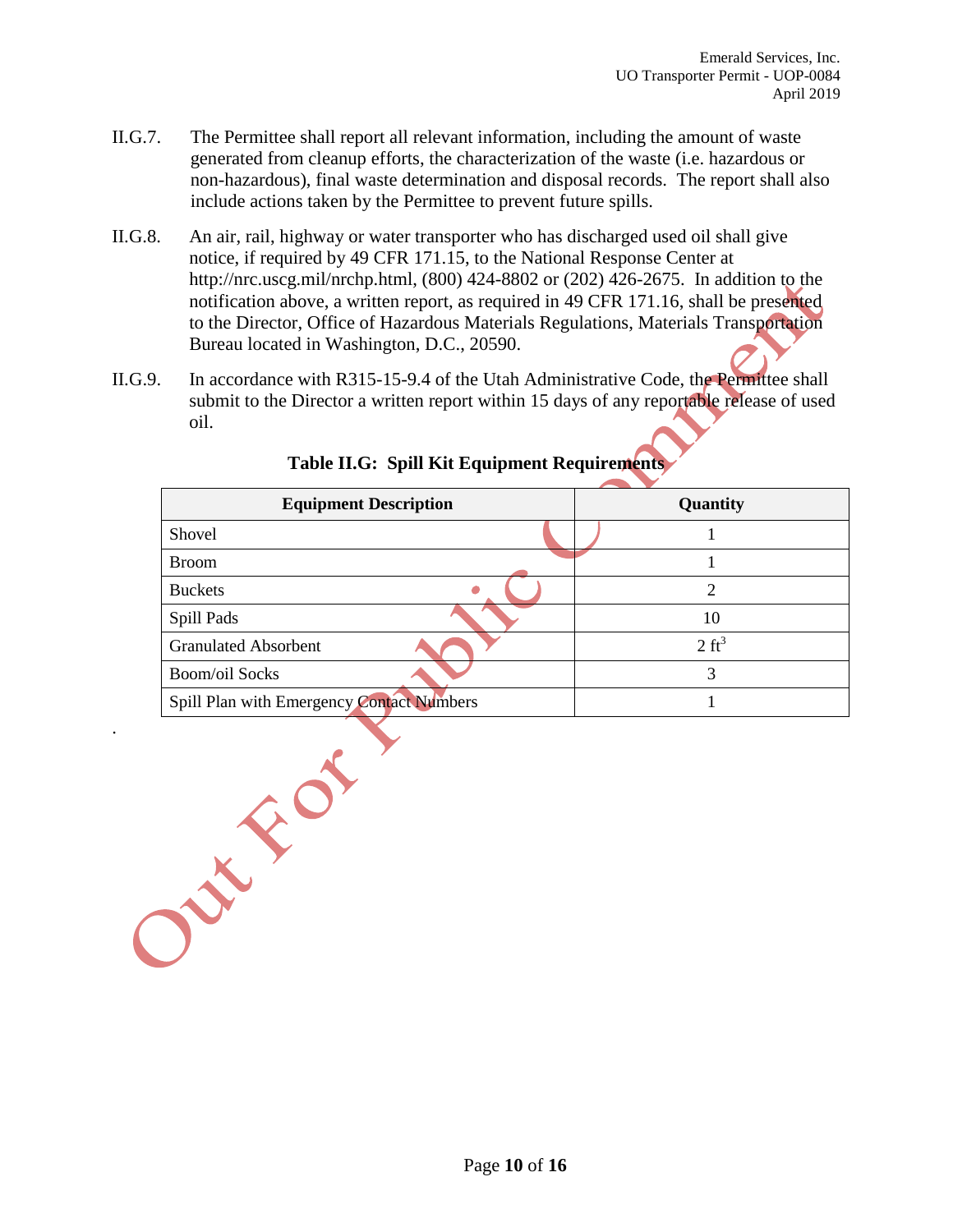II.G.7. The Permittee shall report all relevant information, including the amount of waste generated from cleanup efforts, the characterization of the waste (i.e. hazardous or non-hazardous), final waste determination and disposal records. The report shall also include actions taken by the Permittee to prevent future spills.

II.G.8. An air, rail, highway or water transporter who has discharged used oil shall give notice, if required by 49 CFR 171.15, to the National Response Center at http://nrc.uscg.mil/nrchp.html, (800) 424-8802 or (202) 426-2675. In addition to the notification above, a written report, as required in 49 CFR 171.16, shall be presented to the Director, Office of Hazardous Materials Regulations, Materials Transportation Bureau located in Washington, D.C., 20590.

II.G.9. In accordance with R315-15-9.4 of the Utah Administrative Code, the Permittee shall submit to the Director a written report within 15 days of any reportable release of used oil.

**Table II.G: Spill Kit Equipment Requirements**

| Equipment Description | Quantity |
| --- | --- |
| Shovel | 1 |
| Broom | 1 |
| Buckets | 2 |
| Spill Pads | 10 |
| Granulated Absorbent | 2 $ft^3$ |
| Boom/oil Socks | 3 |
| Spill Plan with Emergency Contact Numbers | 1 |

.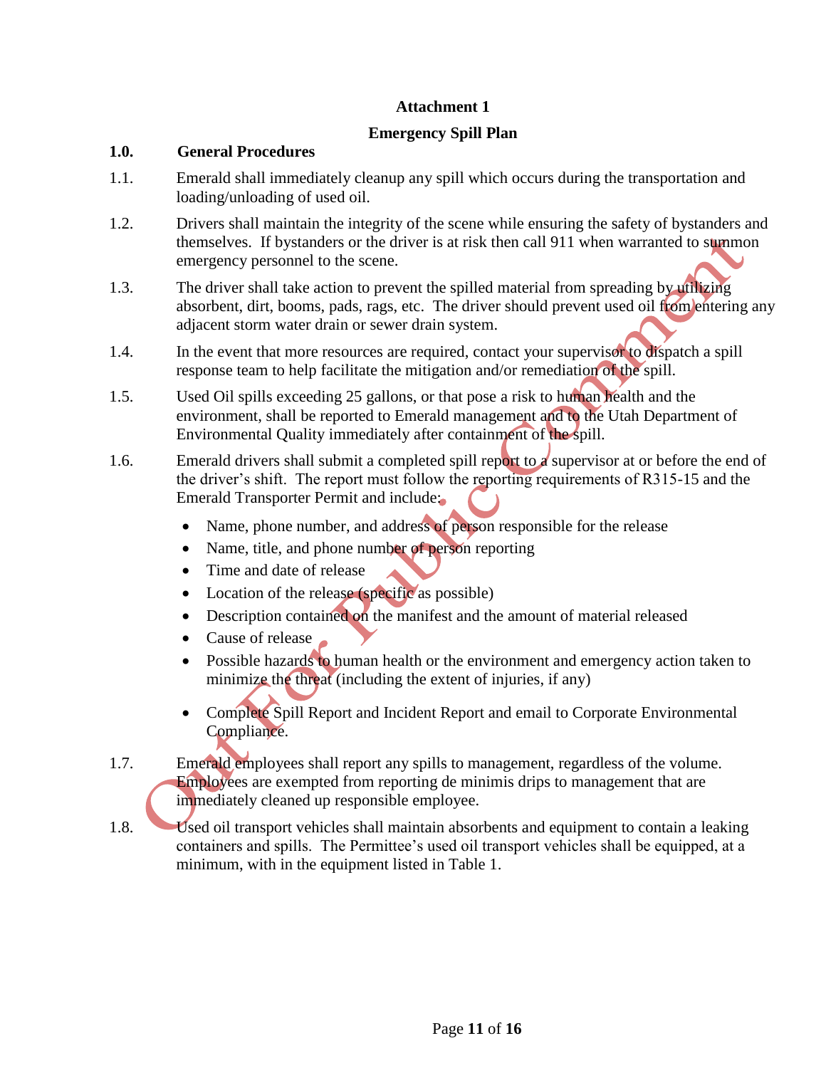**Attachment 1**

**Emergency Spill Plan**

**1.0. General Procedures**

1.1. Emerald shall immediately cleanup any spill which occurs during the transportation and loading/unloading of used oil.

1.2. Drivers shall maintain the integrity of the scene while ensuring the safety of bystanders and themselves. If bystanders or the driver is at risk then call 911 when warranted to summon emergency personnel to the scene.

1.3. The driver shall take action to prevent the spilled material from spreading by utilizing absorbent, dirt, booms, pads, rags, etc. The driver should prevent used oil from entering any adjacent storm water drain or sewer drain system.

1.4. In the event that more resources are required, contact your supervisor to dispatch a spill response team to help facilitate the mitigation and/or remediation of the spill.

1.5. Used Oil spills exceeding 25 gallons, or that pose a risk to human health and the environment, shall be reported to Emerald management and to the Utah Department of Environmental Quality immediately after containment of the spill.

1.6. Emerald drivers shall submit a completed spill report to a supervisor at or before the end of the driver's shift. The report must follow the reporting requirements of R315-15 and the Emerald Transporter Permit and include:

- Name, phone number, and address of person responsible for the release
- Name, title, and phone number of person reporting
- Time and date of release
- Location of the release (specific as possible)
- Description contained on the manifest and the amount of material released
- Cause of release
- Possible hazards to human health or the environment and emergency action taken to minimize the threat (including the extent of injuries, if any)
- Complete Spill Report and Incident Report and email to Corporate Environmental Compliance.

1.7. Emerald employees shall report any spills to management, regardless of the volume. Employees are exempted from reporting de minimis drips to management that are immediately cleaned up responsible employee.

1.8. Used oil transport vehicles shall maintain absorbents and equipment to contain a leaking containers and spills. The Permittee's used oil transport vehicles shall be equipped, at a minimum, with in the equipment listed in Table 1.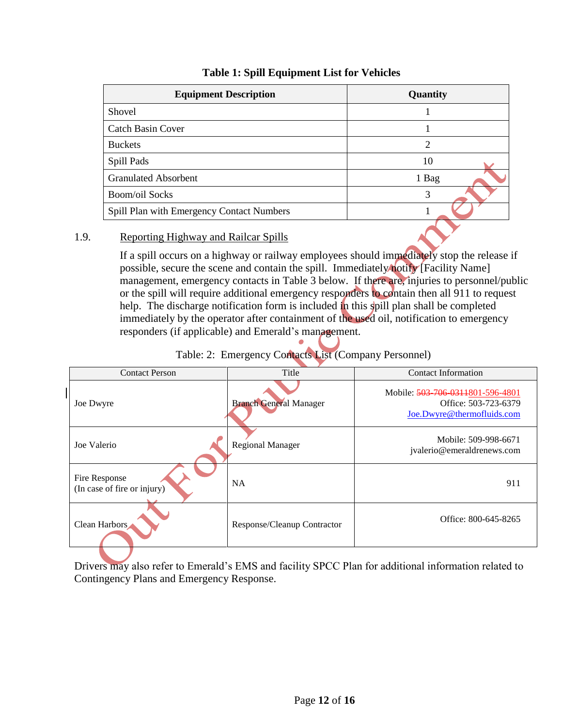**Table 1: Spill Equipment List for Vehicles**

| Equipment Description | Quantity |
| --- | --- |
| Shovel | 1 |
| Catch Basin Cover | 1 |
| Buckets | 2 |
| Spill Pads | 10 |
| Granulated Absorbent | 1 Bag |
| Boom/oil Socks | 3 |
| Spill Plan with Emergency Contact Numbers | 1 |

## 1.9. Reporting Highway and Railcar Spills

If a spill occurs on a highway or railway employees should immediately stop the release if possible, secure the scene and contain the spill. Immediately notify [Facility Name] management, emergency contacts in Table 3 below. If there are, injuries to personnel/public or the spill will require additional emergency responders to contain then all 911 to request help. The discharge notification form is included in this spill plan shall be completed immediately by the operator after containment of the used oil, notification to emergency responders (if applicable) and Emerald's management.

Table: 2: Emergency Contacts List (Company Personnel)

| Contact Person | Title | Contact Information |
| --- | --- | --- |
| Joe Dwyre | Branch General Manager | Mobile: ~~503-706-0311~~801-596-4801<br>Office: 503-723-6379<br>Joe.Dwyre@thermofluids.com |
| Joe Valerio | Regional Manager | Mobile: 509-998-6671<br>jvalerio@emeraldrenews.com |
| Fire Response<br>(In case of fire or injury) | NA | 911 |
| Clean Harbors | Response/Cleanup Contractor | Office: 800-645-8265 |

Drivers may also refer to Emerald's EMS and facility SPCC Plan for additional information related to Contingency Plans and Emergency Response.

Out For Public Comment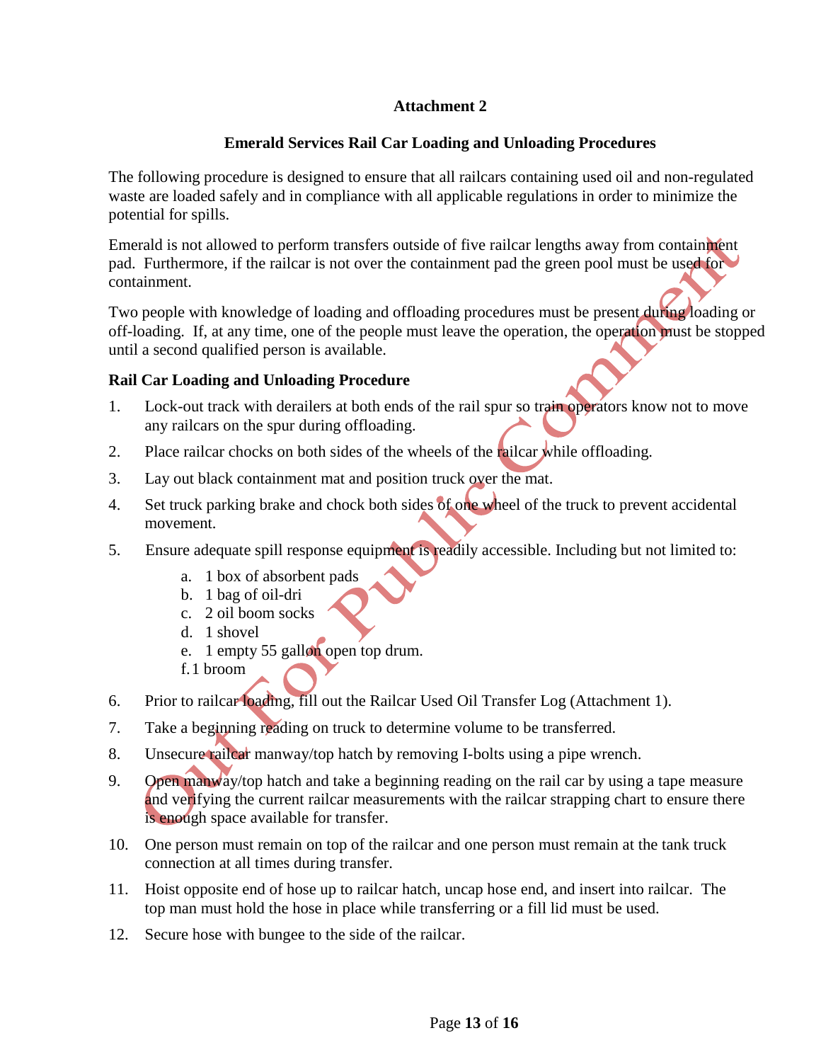**Attachment 2**

**Emerald Services Rail Car Loading and Unloading Procedures**

The following procedure is designed to ensure that all railcars containing used oil and non-regulated waste are loaded safely and in compliance with all applicable regulations in order to minimize the potential for spills.

Emerald is not allowed to perform transfers outside of five railcar lengths away from containment pad. Furthermore, if the railcar is not over the containment pad the green pool must be used for containment.

Two people with knowledge of loading and offloading procedures must be present during loading or off-loading. If, at any time, one of the people must leave the operation, the operation must be stopped until a second qualified person is available.

**Rail Car Loading and Unloading Procedure**

1. Lock-out track with derailers at both ends of the rail spur so train operators know not to move any railcars on the spur during offloading.
2. Place railcar chocks on both sides of the wheels of the railcar while offloading.
3. Lay out black containment mat and position truck over the mat.
4. Set truck parking brake and chock both sides of one wheel of the truck to prevent accidental movement.
5. Ensure adequate spill response equipment is readily accessible. Including but not limited to:
   a. 1 box of absorbent pads
   b. 1 bag of oil-dri
   c. 2 oil boom socks
   d. 1 shovel
   e. 1 empty 55 gallon open top drum.
   f. 1 broom
6. Prior to railcar loading, fill out the Railcar Used Oil Transfer Log (Attachment 1).
7. Take a beginning reading on truck to determine volume to be transferred.
8. Unsecure railcar manway/top hatch by removing I-bolts using a pipe wrench.
9. Open manway/top hatch and take a beginning reading on the rail car by using a tape measure and verifying the current railcar measurements with the railcar strapping chart to ensure there is enough space available for transfer.
10. One person must remain on top of the railcar and one person must remain at the tank truck connection at all times during transfer.
11. Hoist opposite end of hose up to railcar hatch, uncap hose end, and insert into railcar. The top man must hold the hose in place while transferring or a fill lid must be used.
12. Secure hose with bungee to the side of the railcar.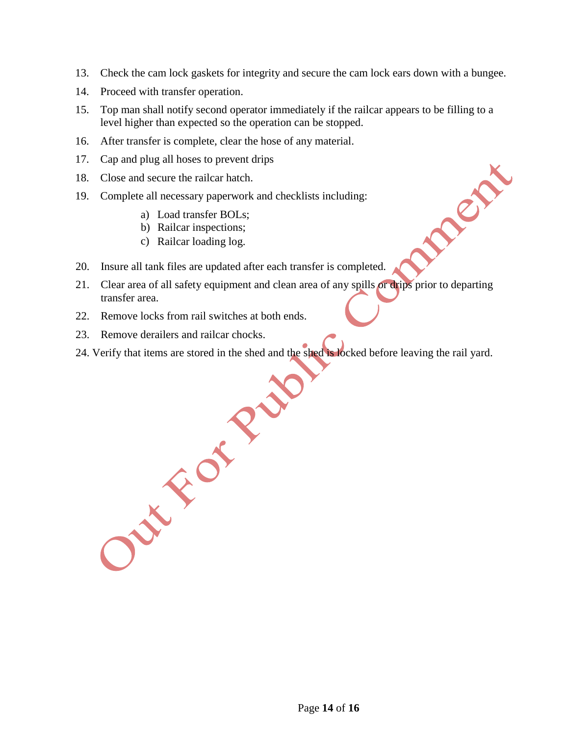13. Check the cam lock gaskets for integrity and secure the cam lock ears down with a bungee.
14. Proceed with transfer operation.
15. Top man shall notify second operator immediately if the railcar appears to be filling to a level higher than expected so the operation can be stopped.
16. After transfer is complete, clear the hose of any material.
17. Cap and plug all hoses to prevent drips
18. Close and secure the railcar hatch.
19. Complete all necessary paperwork and checklists including:
    a) Load transfer BOLs;
    b) Railcar inspections;
    c) Railcar loading log.
20. Insure all tank files are updated after each transfer is completed.
21. Clear area of all safety equipment and clean area of any spills or drips prior to departing transfer area.
22. Remove locks from rail switches at both ends.
23. Remove derailers and railcar chocks.
24. Verify that items are stored in the shed and the shed is locked before leaving the rail yard.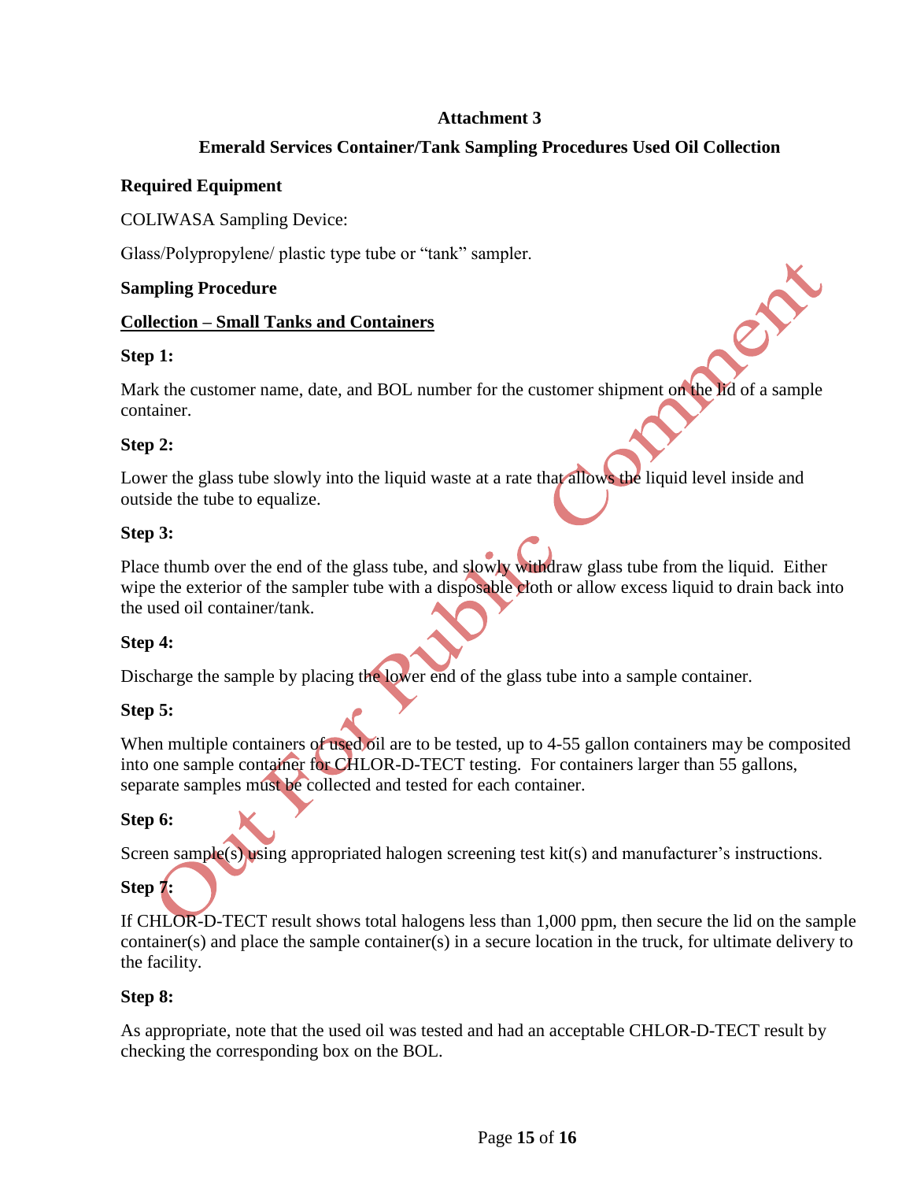**Attachment 3**

**Emerald Services Container/Tank Sampling Procedures Used Oil Collection**

**Required Equipment**

COLIWASA Sampling Device:

Glass/Polypropylene/ plastic type tube or “tank” sampler.

**Sampling Procedure**

**Collection – Small Tanks and Containers**

**Step 1:**

Mark the customer name, date, and BOL number for the customer shipment on the lid of a sample container.

**Step 2:**

Lower the glass tube slowly into the liquid waste at a rate that allows the liquid level inside and outside the tube to equalize.

**Step 3:**

Place thumb over the end of the glass tube, and slowly withdraw glass tube from the liquid. Either wipe the exterior of the sampler tube with a disposable cloth or allow excess liquid to drain back into the used oil container/tank.

**Step 4:**

Discharge the sample by placing the lower end of the glass tube into a sample container.

**Step 5:**

When multiple containers of used oil are to be tested, up to 4-55 gallon containers may be composited into one sample container for CHLOR-D-TECT testing. For containers larger than 55 gallons, separate samples must be collected and tested for each container.

**Step 6:**

Screen sample(s) using appropriated halogen screening test kit(s) and manufacturer’s instructions.

**Step 7:**

If CHLOR-D-TECT result shows total halogens less than 1,000 ppm, then secure the lid on the sample container(s) and place the sample container(s) in a secure location in the truck, for ultimate delivery to the facility.

**Step 8:**

As appropriate, note that the used oil was tested and had an acceptable CHLOR-D-TECT result by checking the corresponding box on the BOL.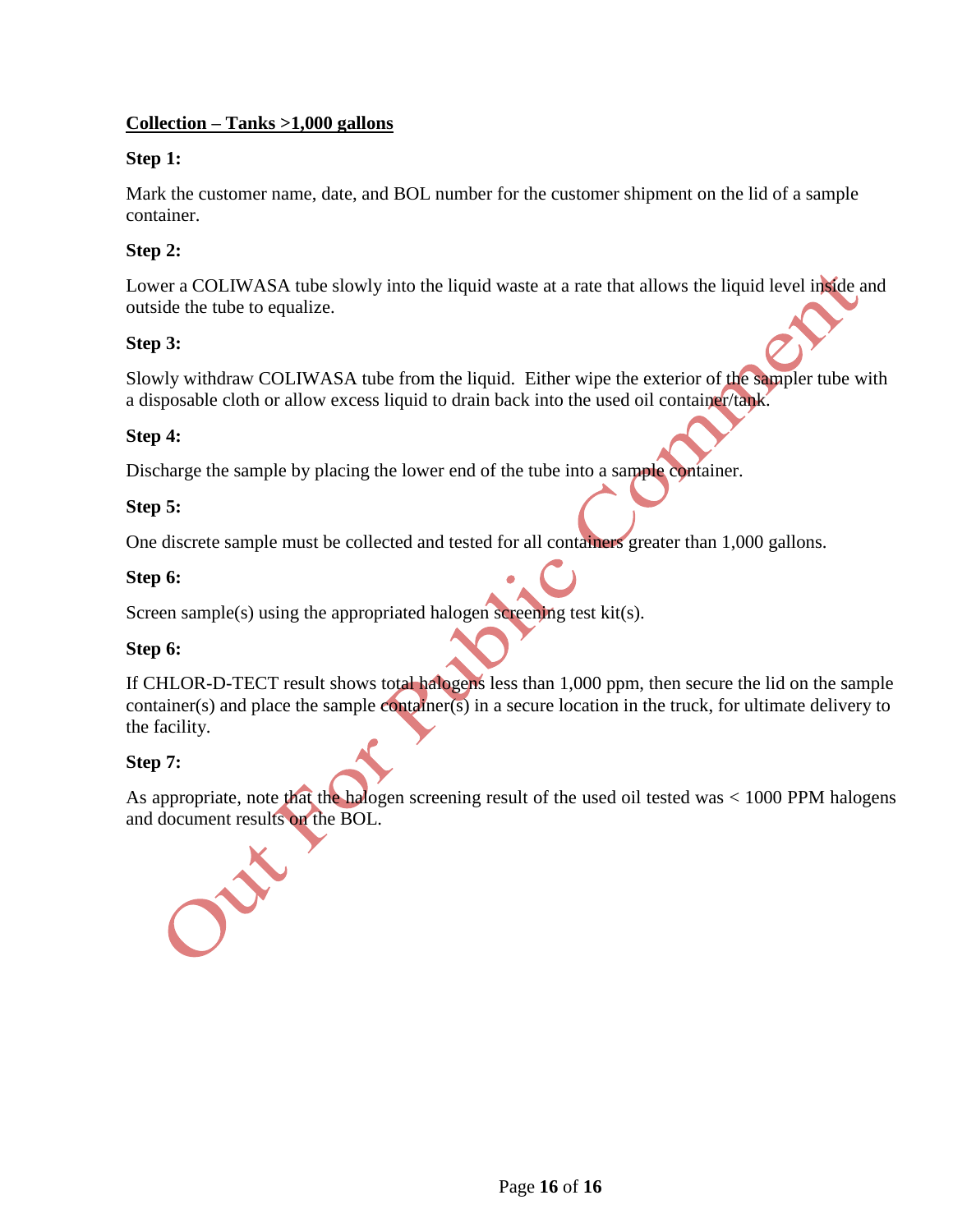**Collection – Tanks >1,000 gallons**

**Step 1:**

Mark the customer name, date, and BOL number for the customer shipment on the lid of a sample container.

**Step 2:**

Lower a COLIWASA tube slowly into the liquid waste at a rate that allows the liquid level inside and outside the tube to equalize.

**Step 3:**

Slowly withdraw COLIWASA tube from the liquid. Either wipe the exterior of the sampler tube with a disposable cloth or allow excess liquid to drain back into the used oil container/tank.

**Step 4:**

Discharge the sample by placing the lower end of the tube into a sample container.

**Step 5:**

One discrete sample must be collected and tested for all containers greater than 1,000 gallons.

**Step 6:**

Screen sample(s) using the appropriated halogen screening test kit(s).

**Step 6:**

If CHLOR-D-TECT result shows total halogens less than 1,000 ppm, then secure the lid on the sample container(s) and place the sample container(s) in a secure location in the truck, for ultimate delivery to the facility.

**Step 7:**

As appropriate, note that the halogen screening result of the used oil tested was < 1000 PPM halogens and document results on the BOL.